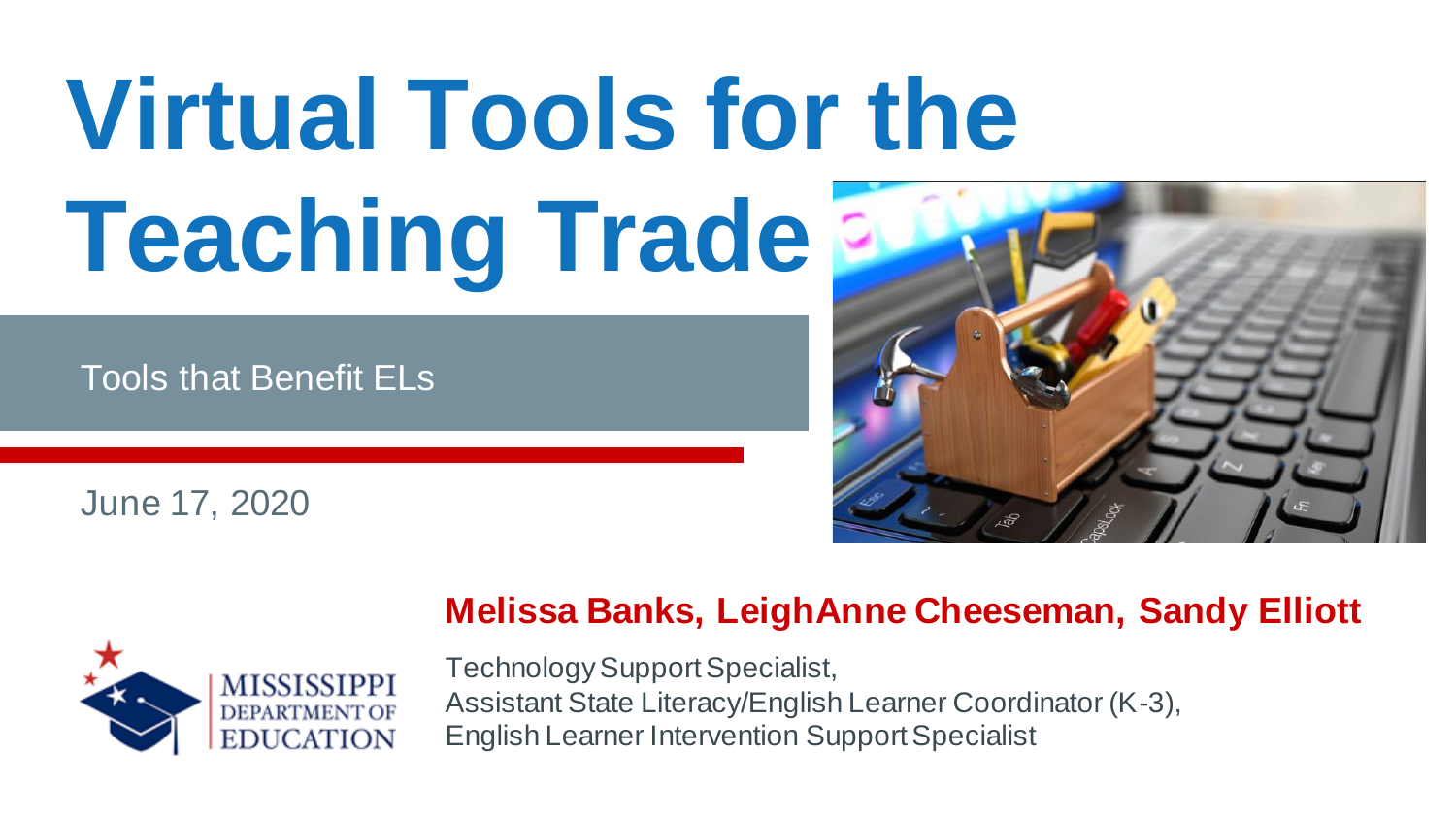# Virtual Tools for the Teaching Trade

Tools that Benefit ELs

June 17, 2020

**Melissa Banks, LeighAnne Cheeseman, Sandy Elliott**

Technology Support Specialist,
Assistant State Literacy/English Learner Coordinator (K-3),
English Learner Intervention Support Specialist

MISSISSIPPI DEPARTMENT OF EDUCATION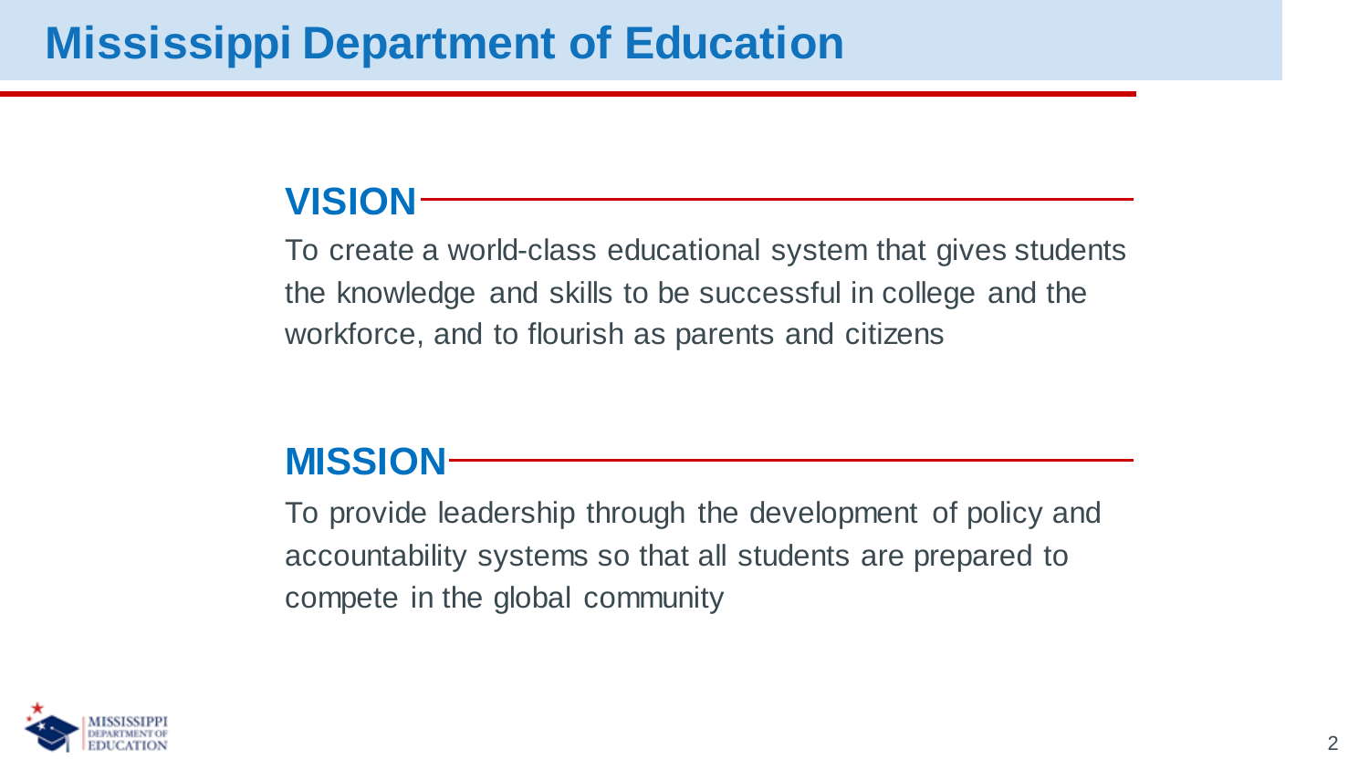# Mississippi Department of Education

## VISION

To create a world-class educational system that gives students the knowledge and skills to be successful in college and the workforce, and to flourish as parents and citizens

## MISSION

To provide leadership through the development of policy and accountability systems so that all students are prepared to compete in the global community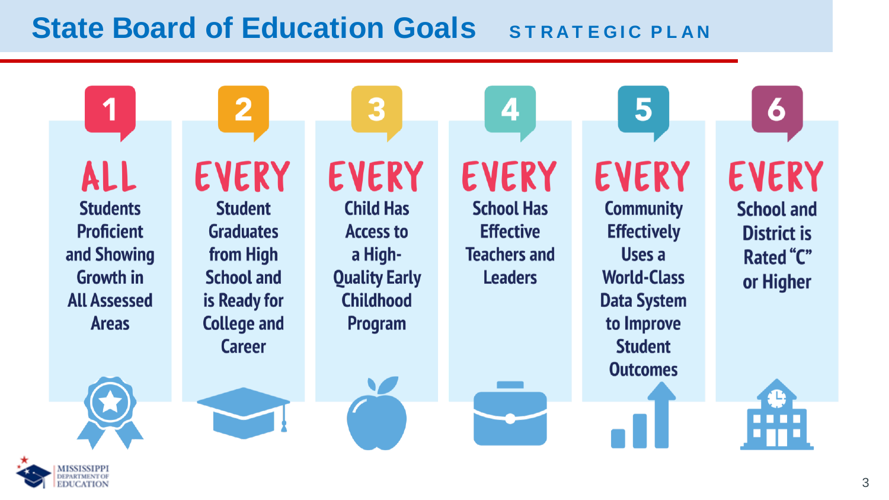# State Board of Education Goals

STRATEGIC PLAN

1. **ALL** Students Proficient and Showing Growth in All Assessed Areas
2. **EVERY** Student Graduates from High School and is Ready for College and Career
3. **EVERY** Child Has Access to a High-Quality Early Childhood Program
4. **EVERY** School Has Effective Teachers and Leaders
5. **EVERY** Community Effectively Uses a World-Class Data System to Improve Student Outcomes
6. **EVERY** School and District is Rated "C" or Higher

MISSISSIPPI DEPARTMENT OF EDUCATION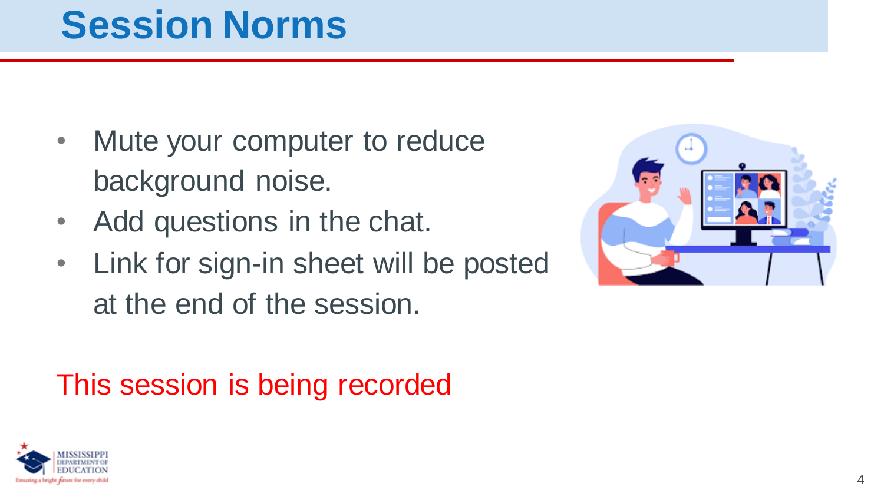# Session Norms

- Mute your computer to reduce background noise.
- Add questions in the chat.
- Link for sign-in sheet will be posted at the end of the session.

This session is being recorded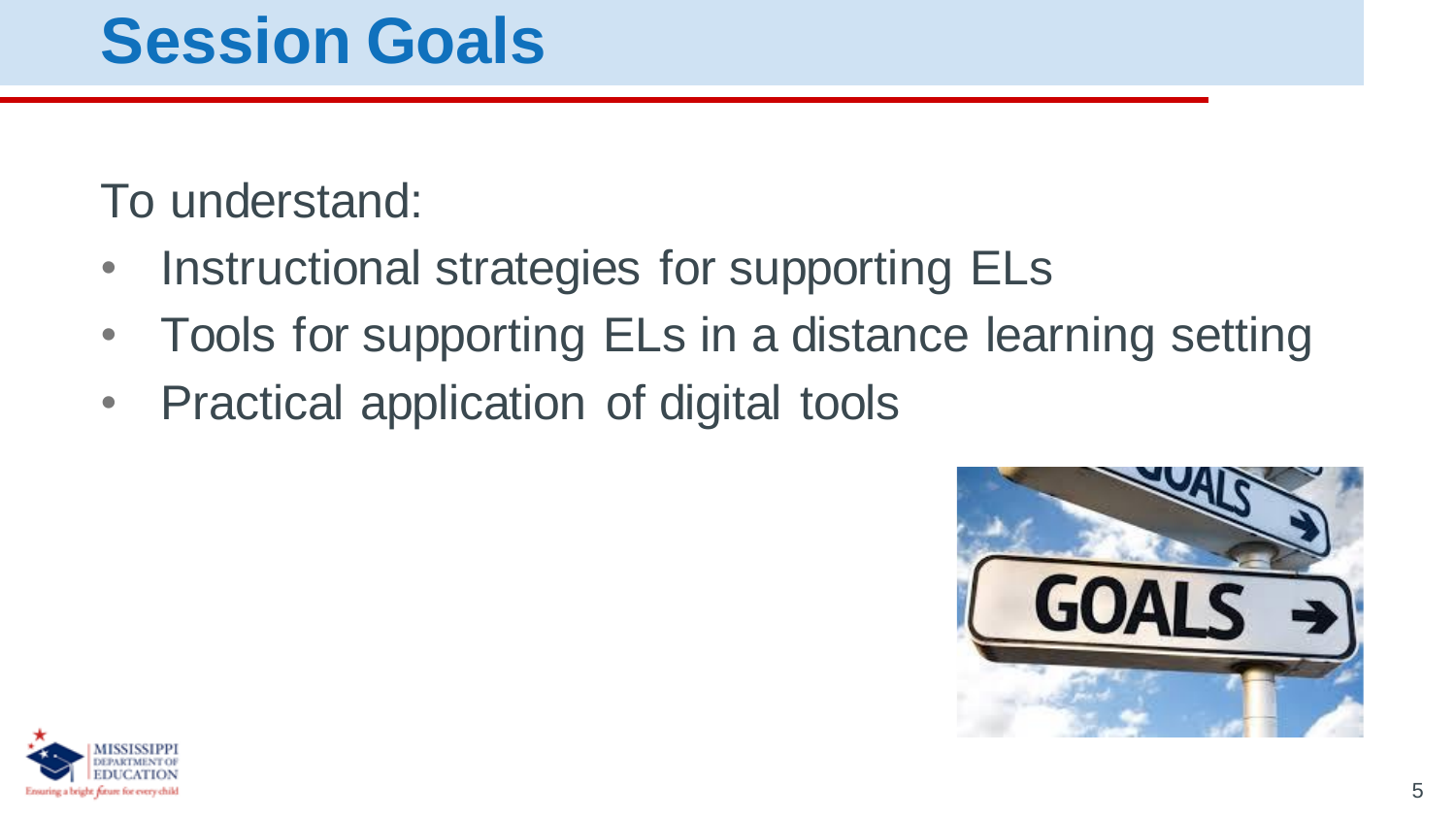# Session Goals

To understand:

- Instructional strategies for supporting ELs
- Tools for supporting ELs in a distance learning setting
- Practical application of digital tools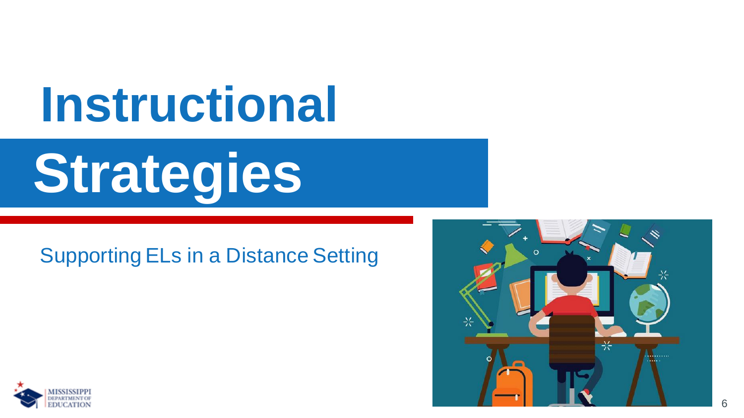# Instructional Strategies

Supporting ELs in a Distance Setting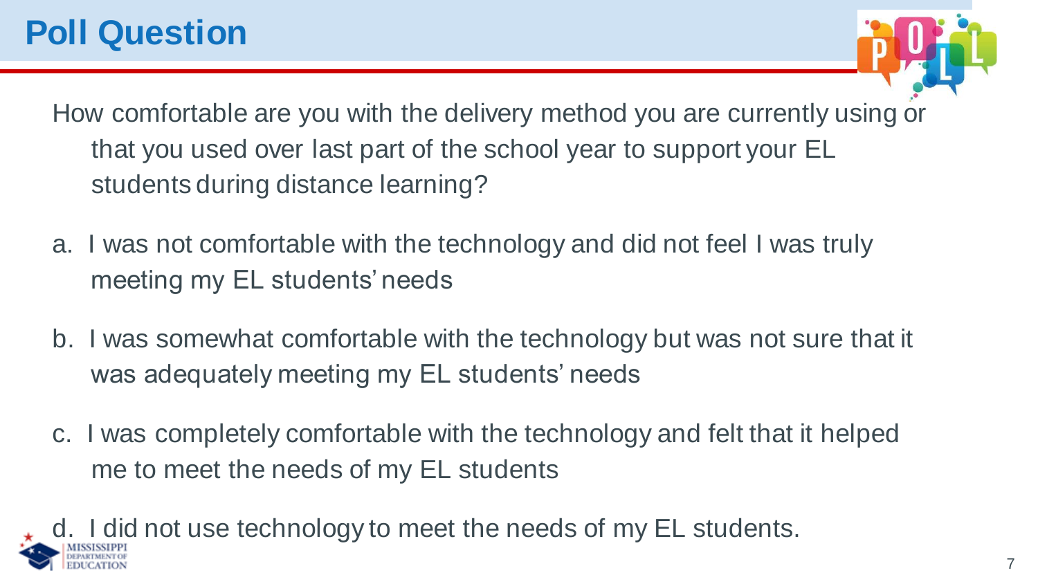# Poll Question

How comfortable are you with the delivery method you are currently using or that you used over last part of the school year to support your EL students during distance learning?

a. I was not comfortable with the technology and did not feel I was truly meeting my EL students' needs

b. I was somewhat comfortable with the technology but was not sure that it was adequately meeting my EL students' needs

c. I was completely comfortable with the technology and felt that it helped me to meet the needs of my EL students

d. I did not use technology to meet the needs of my EL students.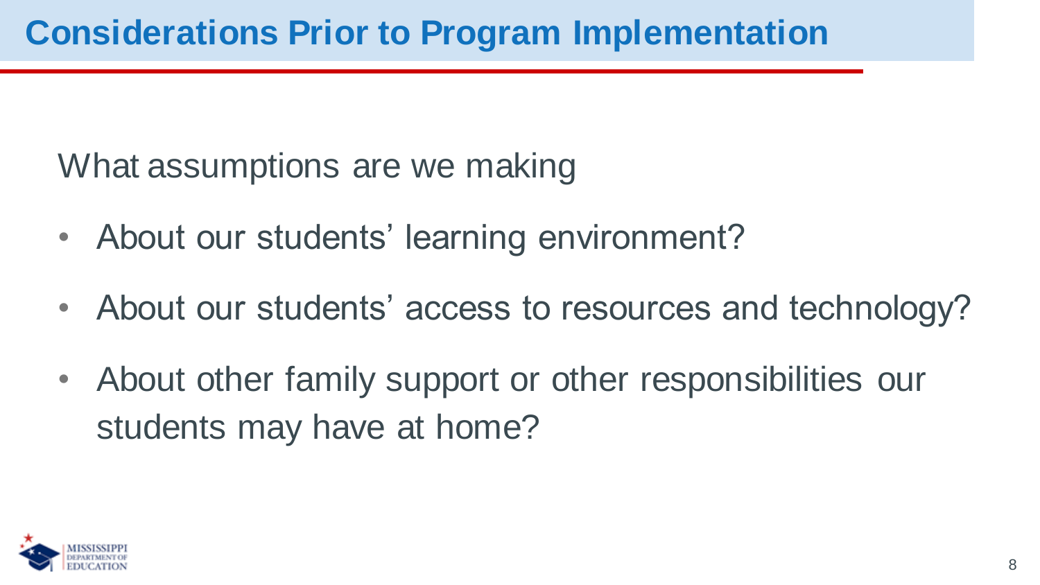# Considerations Prior to Program Implementation

What assumptions are we making

- About our students' learning environment?
- About our students' access to resources and technology?
- About other family support or other responsibilities our students may have at home?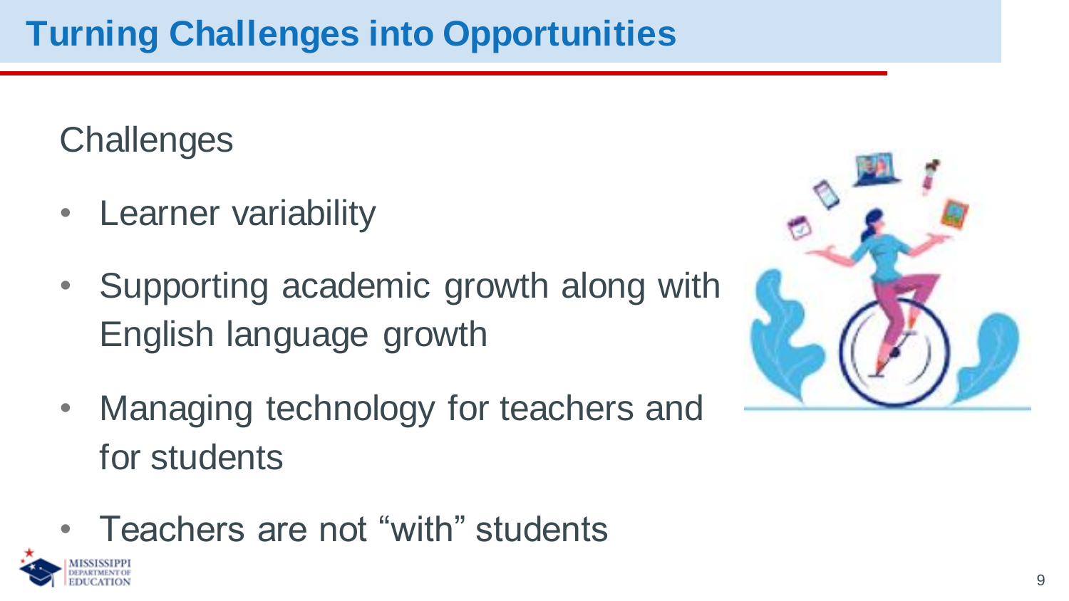# Turning Challenges into Opportunities

## Challenges

- Learner variability
- Supporting academic growth along with English language growth
- Managing technology for teachers and for students
- Teachers are not "with" students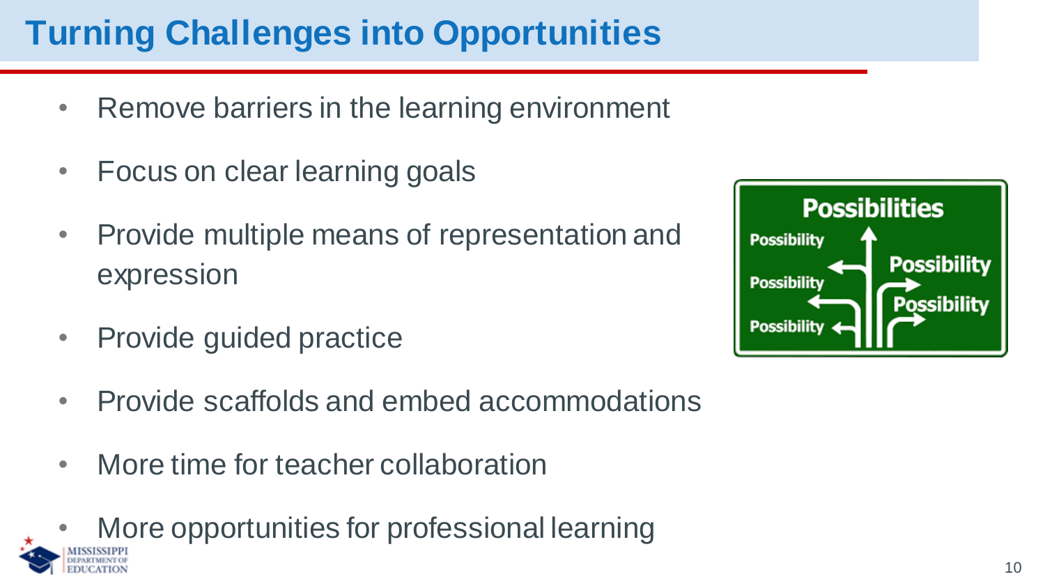# Turning Challenges into Opportunities

- Remove barriers in the learning environment
- Focus on clear learning goals
- Provide multiple means of representation and expression
- Provide guided practice
- Provide scaffolds and embed accommodations
- More time for teacher collaboration
- More opportunities for professional learning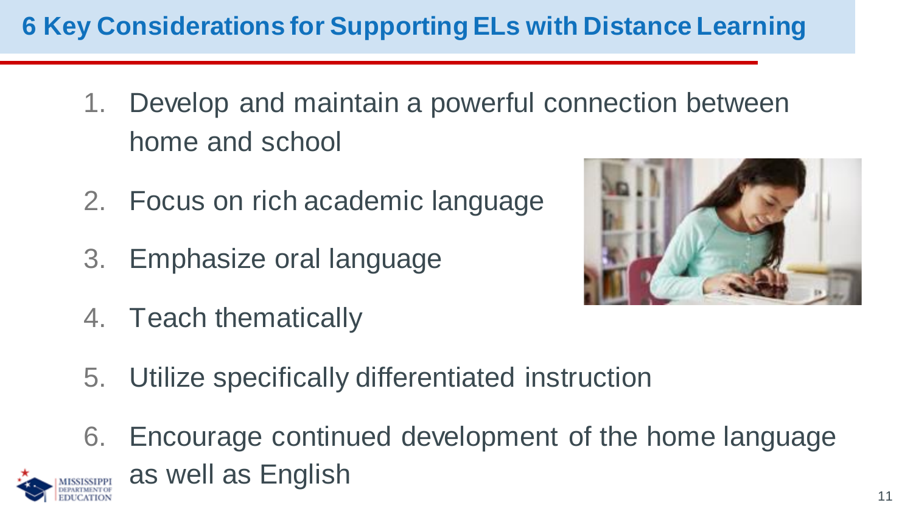# 6 Key Considerations for Supporting ELs with Distance Learning

1. Develop and maintain a powerful connection between home and school
2. Focus on rich academic language
3. Emphasize oral language
4. Teach thematically
5. Utilize specifically differentiated instruction
6. Encourage continued development of the home language as well as English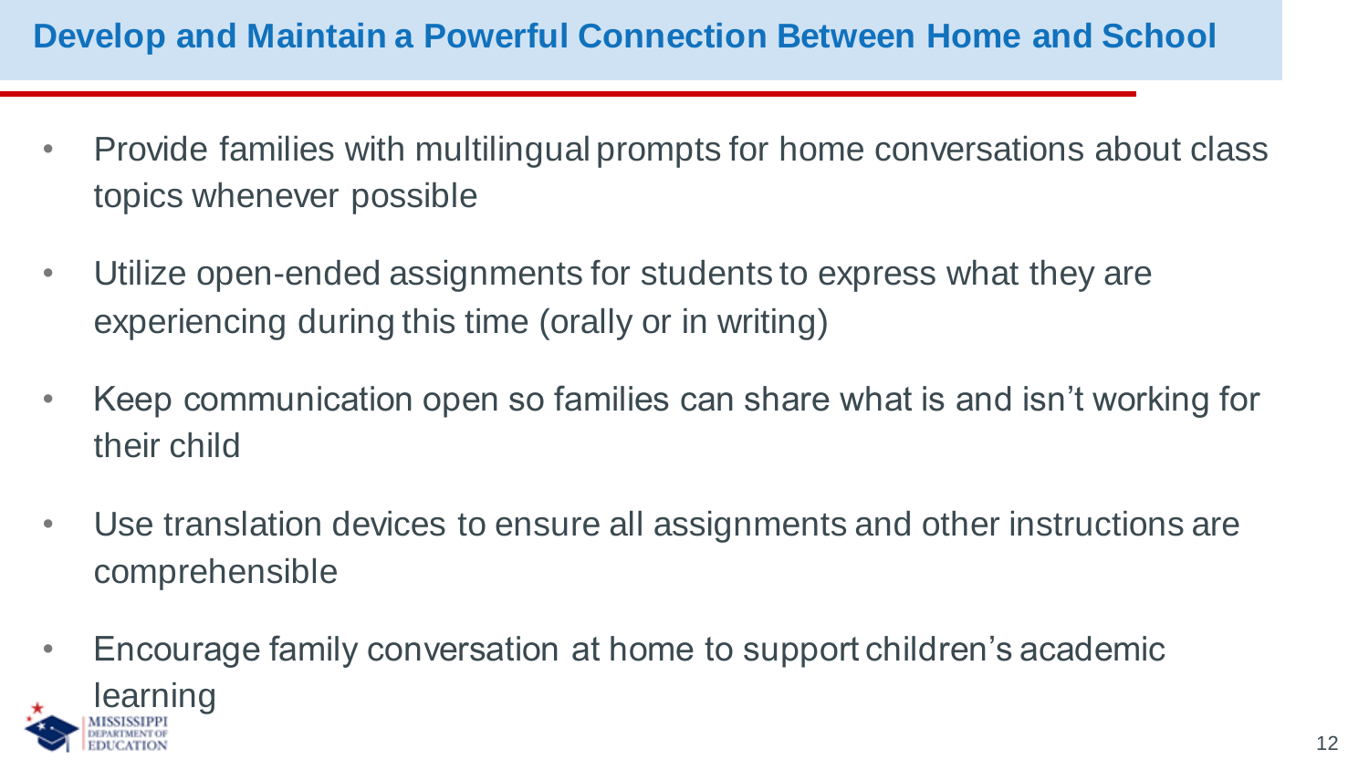## Develop and Maintain a Powerful Connection Between Home and School

- Provide families with multilingual prompts for home conversations about class topics whenever possible
- Utilize open-ended assignments for students to express what they are experiencing during this time (orally or in writing)
- Keep communication open so families can share what is and isn't working for their child
- Use translation devices to ensure all assignments and other instructions are comprehensible
- Encourage family conversation at home to support children's academic learning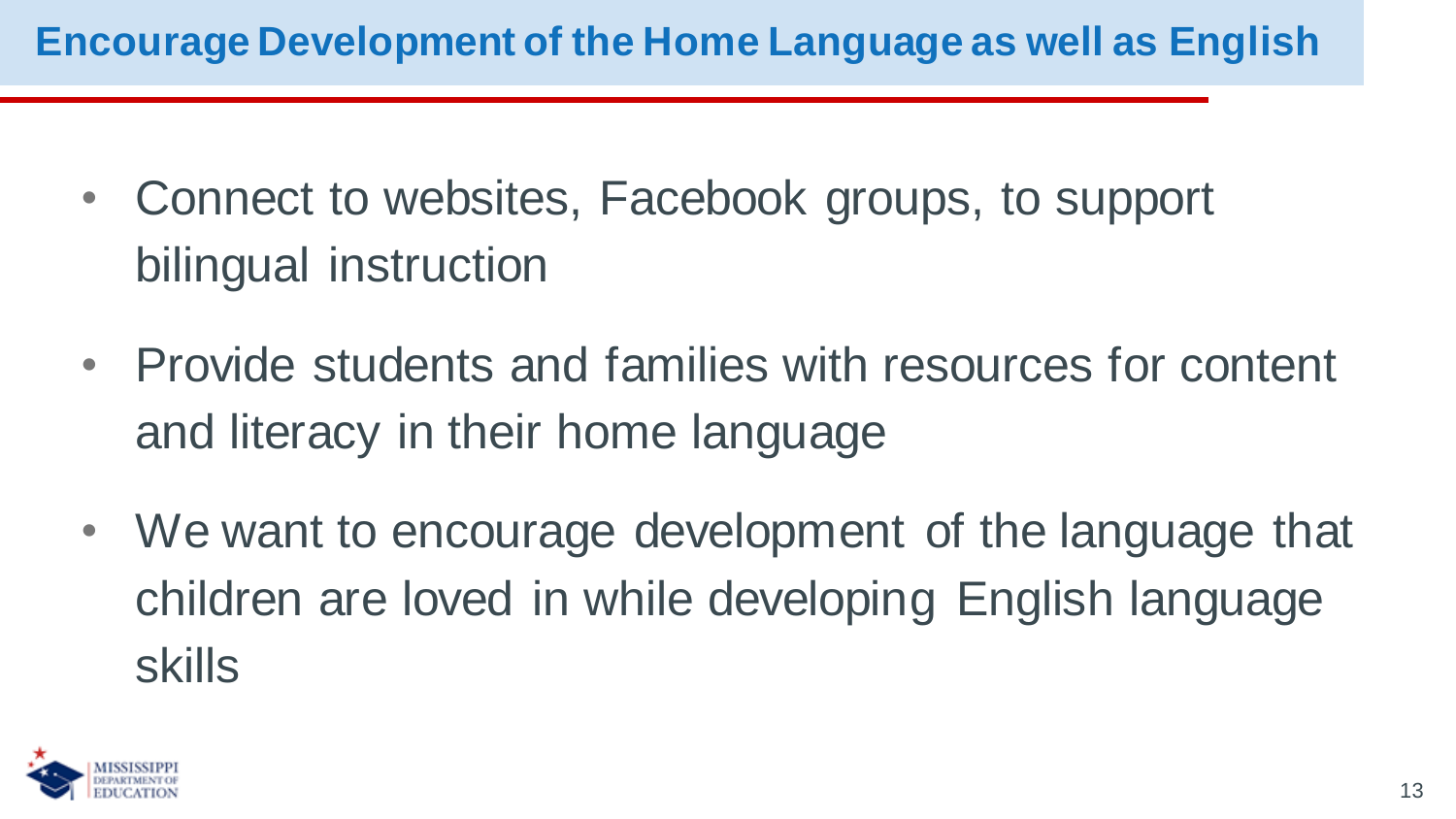# Encourage Development of the Home Language as well as English

- Connect to websites, Facebook groups, to support bilingual instruction
- Provide students and families with resources for content and literacy in their home language
- We want to encourage development of the language that children are loved in while developing English language skills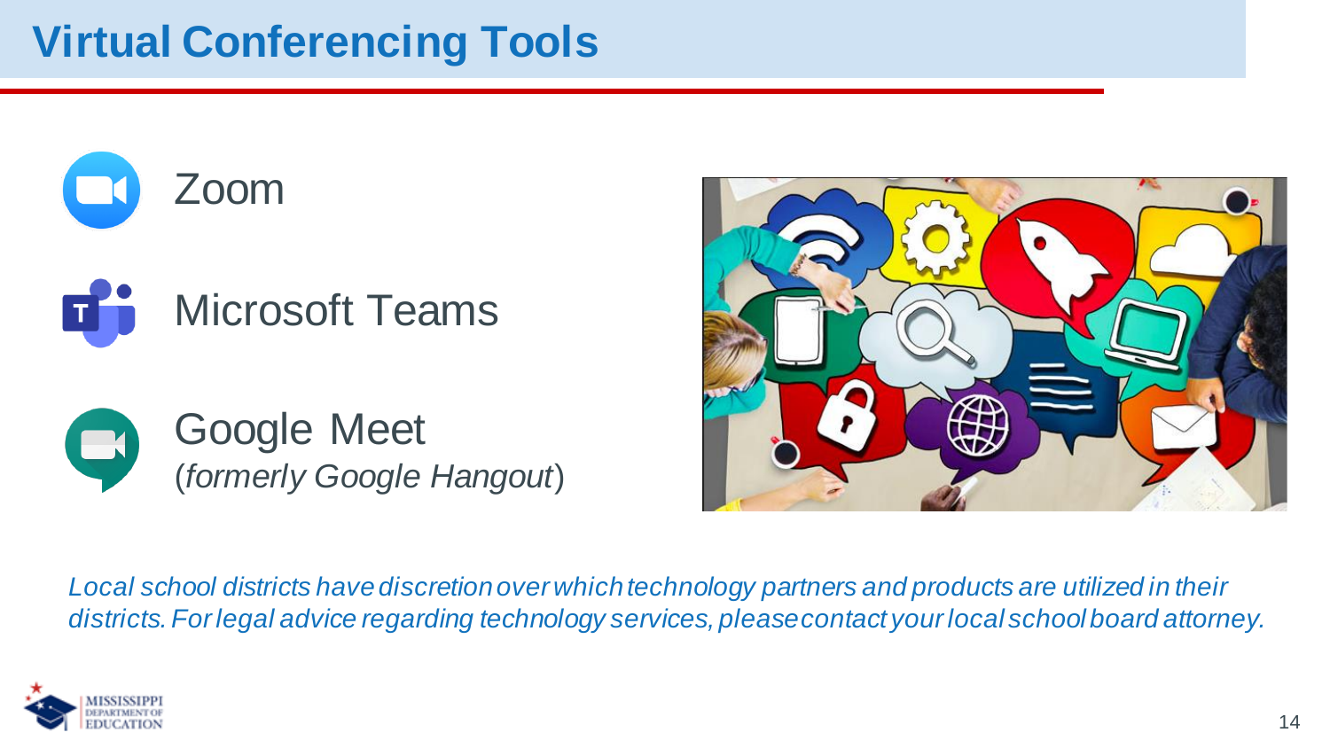# Virtual Conferencing Tools

- Zoom
- Microsoft Teams
- Google Meet (*formerly Google Hangout*)

*Local school districts have discretion over which technology partners and products are utilized in their districts. For legal advice regarding technology services, please contact your local school board attorney.*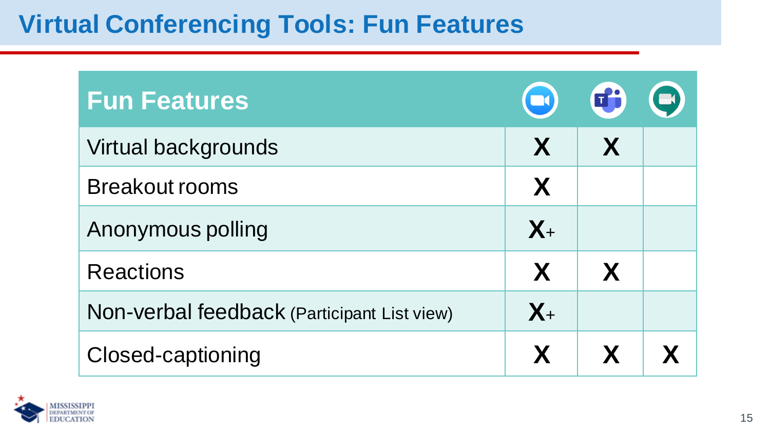# Virtual Conferencing Tools: Fun Features

| Fun Features | Zoom | Microsoft Teams | Google Meet |
|---|---|---|---|
| Virtual backgrounds | X | X | |
| Breakout rooms | X | | |
| Anonymous polling | X+ | | |
| Reactions | X | X | |
| Non-verbal feedback (Participant List view) | X+ | | |
| Closed-captioning | X | X | X |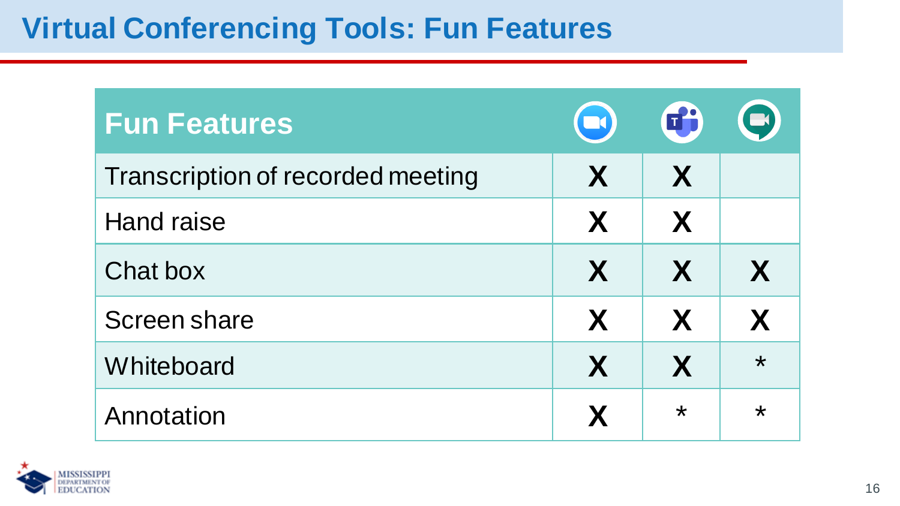# Virtual Conferencing Tools: Fun Features

| Fun Features | Zoom | Microsoft Teams | Google Meet |
|---|---|---|---|
| Transcription of recorded meeting | X | X | |
| Hand raise | X | X | |
| Chat box | X | X | X |
| Screen share | X | X | X |
| Whiteboard | X | X | * |
| Annotation | X | * | * |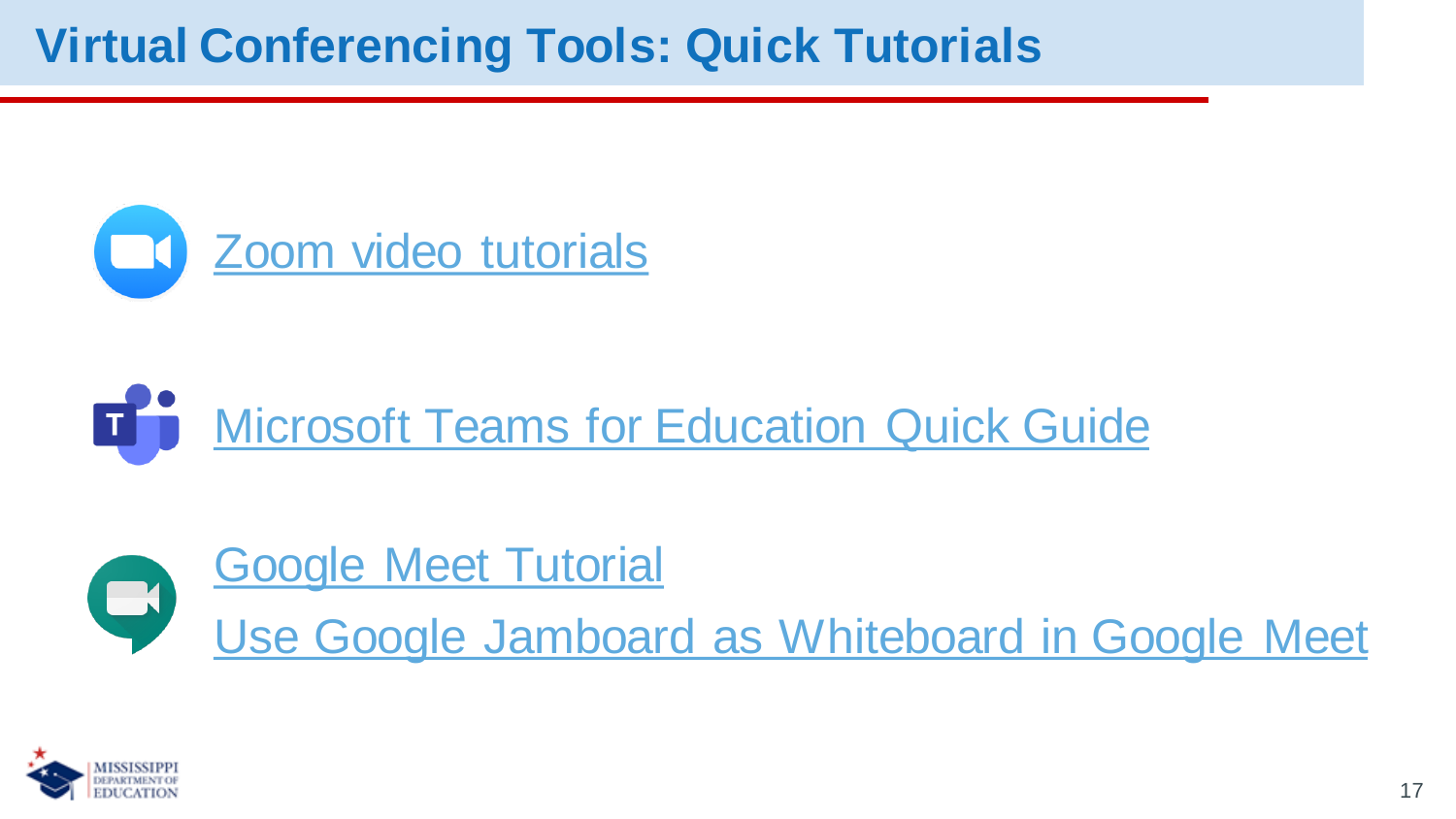# Virtual Conferencing Tools: Quick Tutorials

- Zoom video tutorials
- Microsoft Teams for Education Quick Guide
- Google Meet Tutorial
- Use Google Jamboard as Whiteboard in Google Meet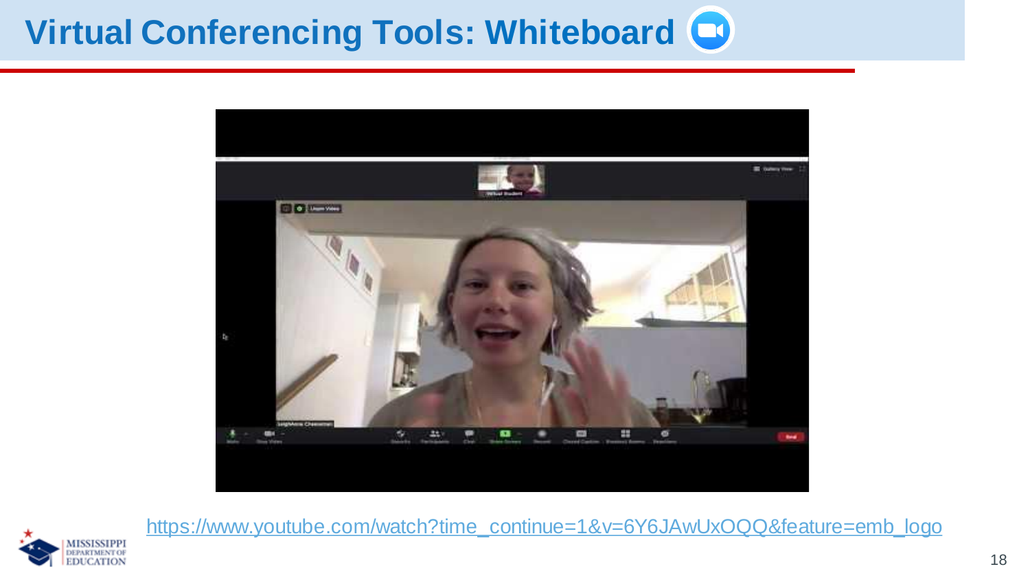# Virtual Conferencing Tools: Whiteboard

https://www.youtube.com/watch?time_continue=1&v=6Y6JAwUxOQQ&feature=emb_logo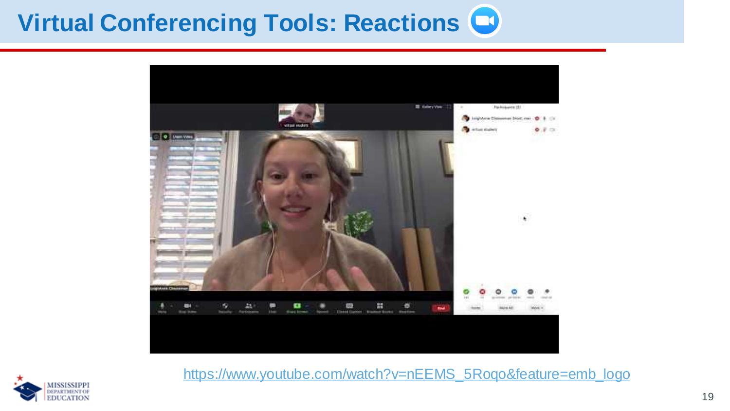# Virtual Conferencing Tools: Reactions

https://www.youtube.com/watch?v=nEEMS_5Roqo&feature=emb_logo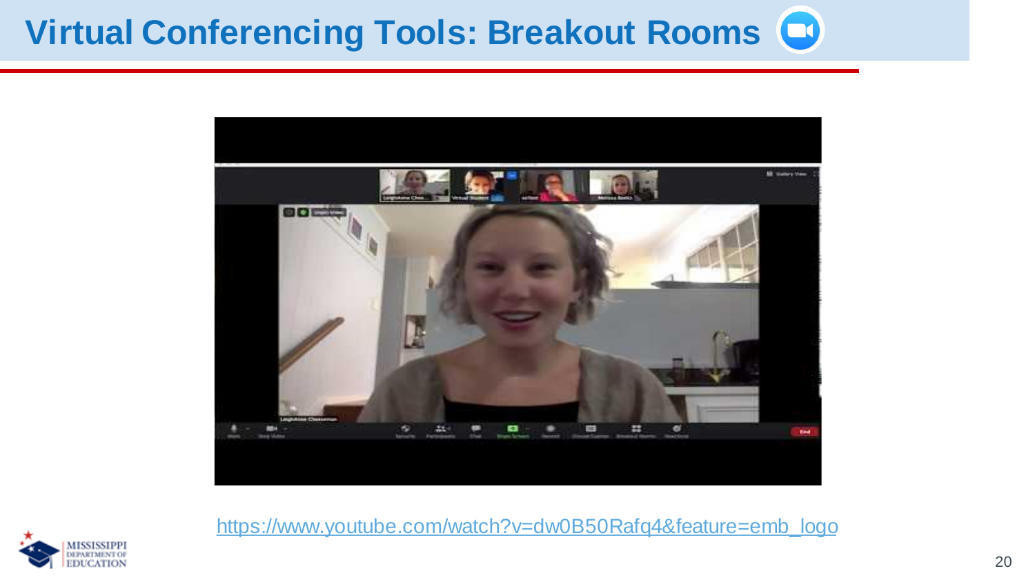# Virtual Conferencing Tools: Breakout Rooms

https://www.youtube.com/watch?v=dw0B50Rafq4&feature=emb_logo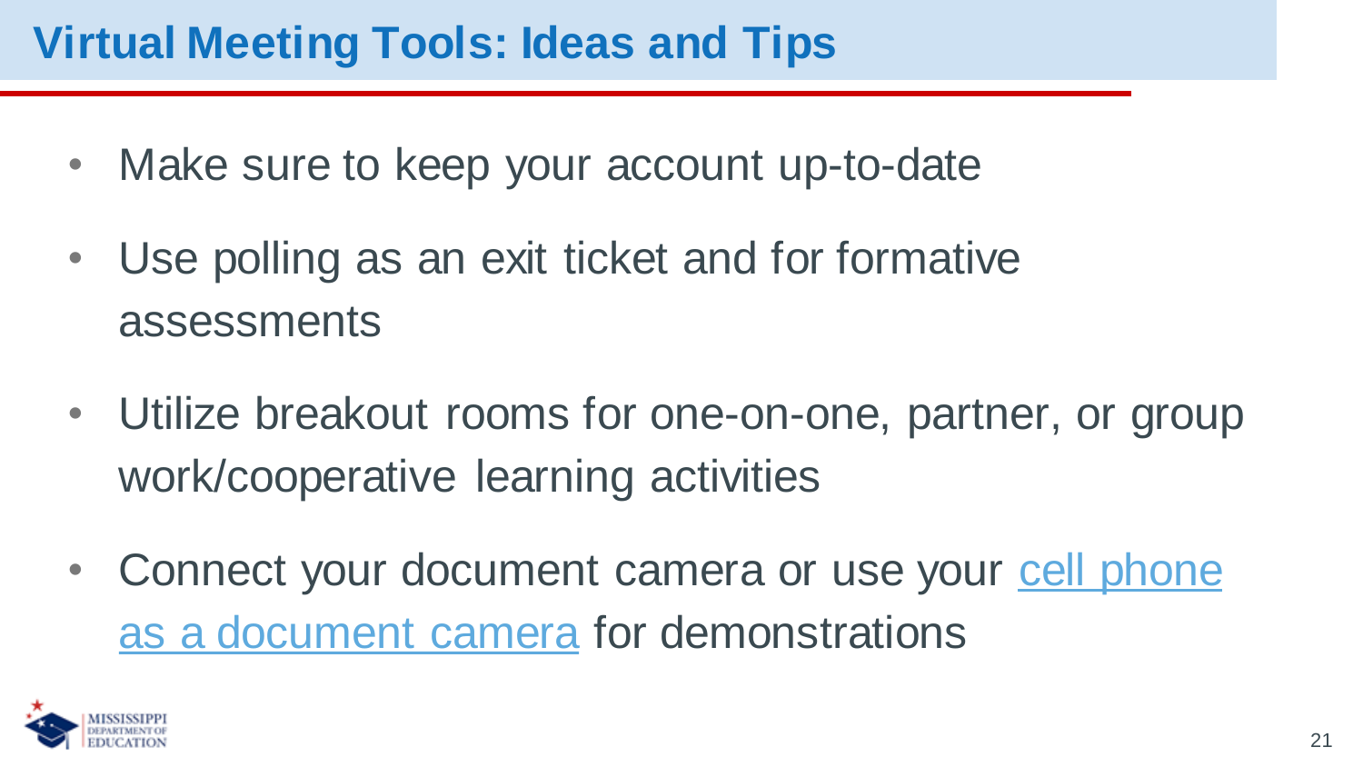# Virtual Meeting Tools: Ideas and Tips

- Make sure to keep your account up-to-date
- Use polling as an exit ticket and for formative assessments
- Utilize breakout rooms for one-on-one, partner, or group work/cooperative learning activities
- Connect your document camera or use your cell phone as a document camera for demonstrations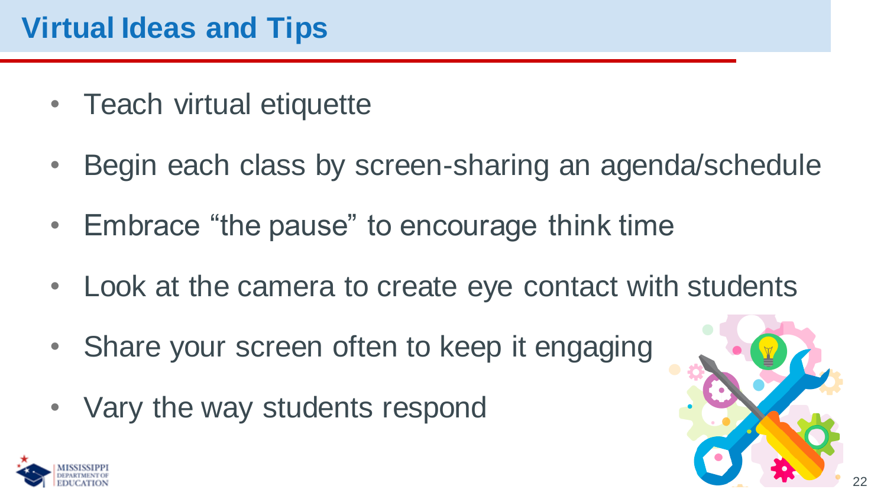# Virtual Ideas and Tips

- Teach virtual etiquette
- Begin each class by screen-sharing an agenda/schedule
- Embrace "the pause" to encourage think time
- Look at the camera to create eye contact with students
- Share your screen often to keep it engaging
- Vary the way students respond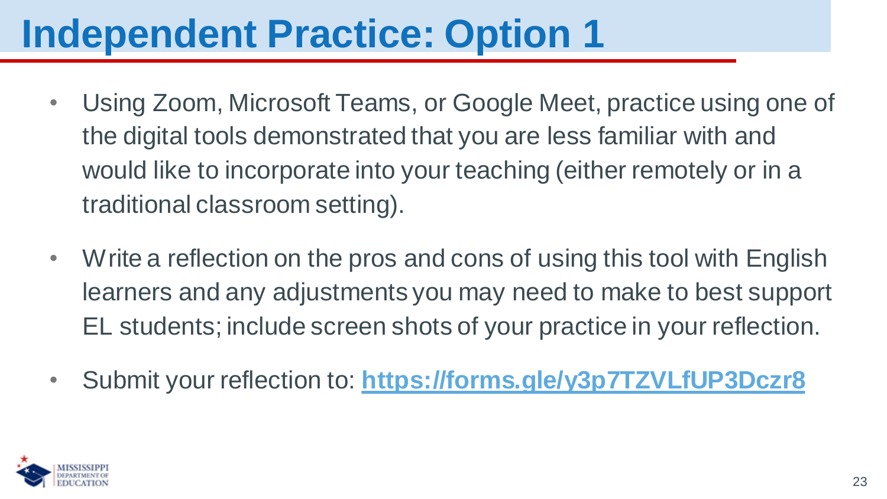# Independent Practice: Option 1

- Using Zoom, Microsoft Teams, or Google Meet, practice using one of the digital tools demonstrated that you are less familiar with and would like to incorporate into your teaching (either remotely or in a traditional classroom setting).
- Write a reflection on the pros and cons of using this tool with English learners and any adjustments you may need to make to best support EL students; include screen shots of your practice in your reflection.
- Submit your reflection to: **https://forms.gle/y3p7TZVLfUP3Dczr8**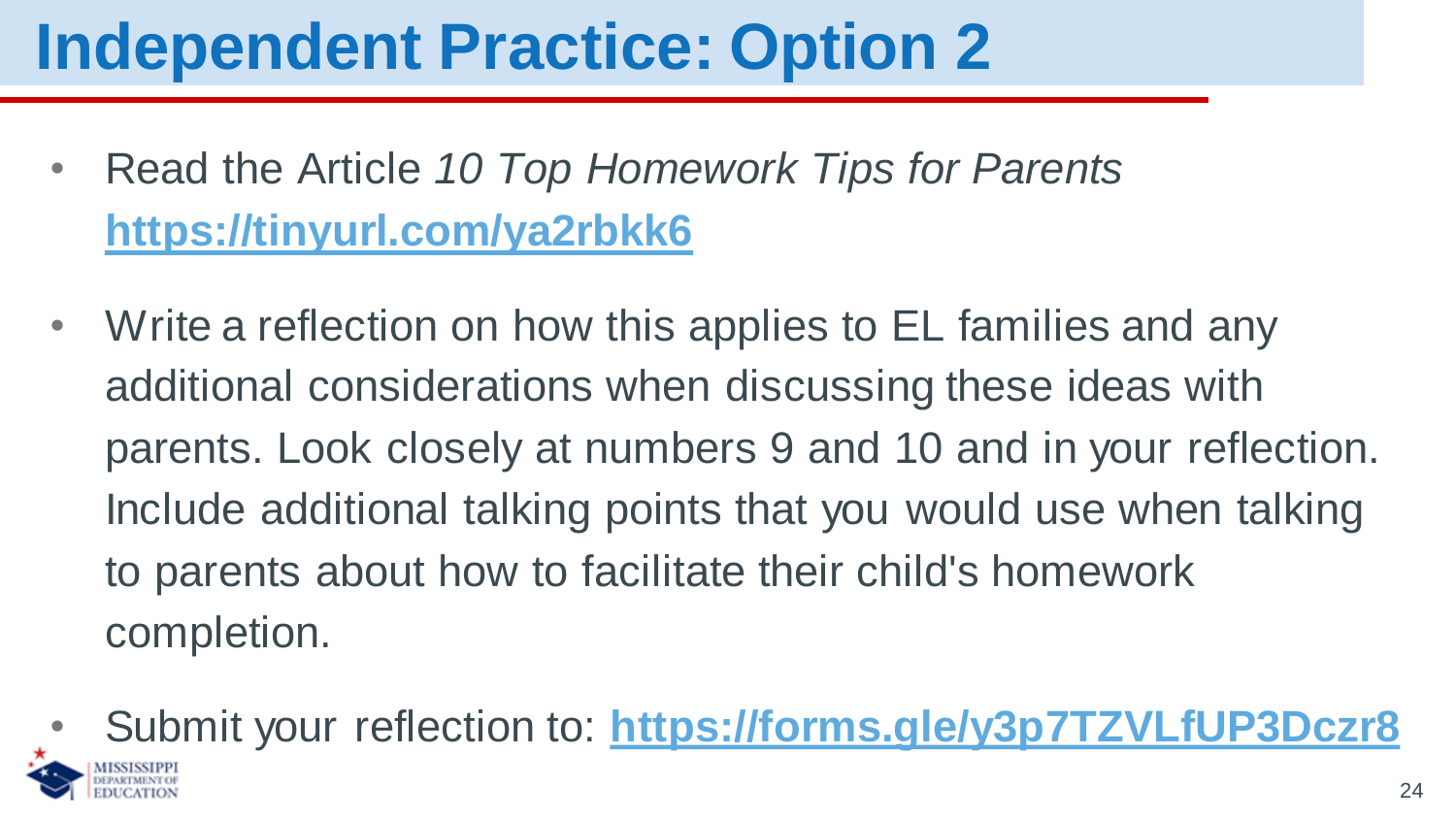# Independent Practice: Option 2

- Read the Article *10 Top Homework Tips for Parents* **https://tinyurl.com/ya2rbkk6**
- Write a reflection on how this applies to EL families and any additional considerations when discussing these ideas with parents. Look closely at numbers 9 and 10 and in your reflection. Include additional talking points that you would use when talking to parents about how to facilitate their child's homework completion.
- Submit your reflection to: **https://forms.gle/y3p7TZVLfUP3Dczr8**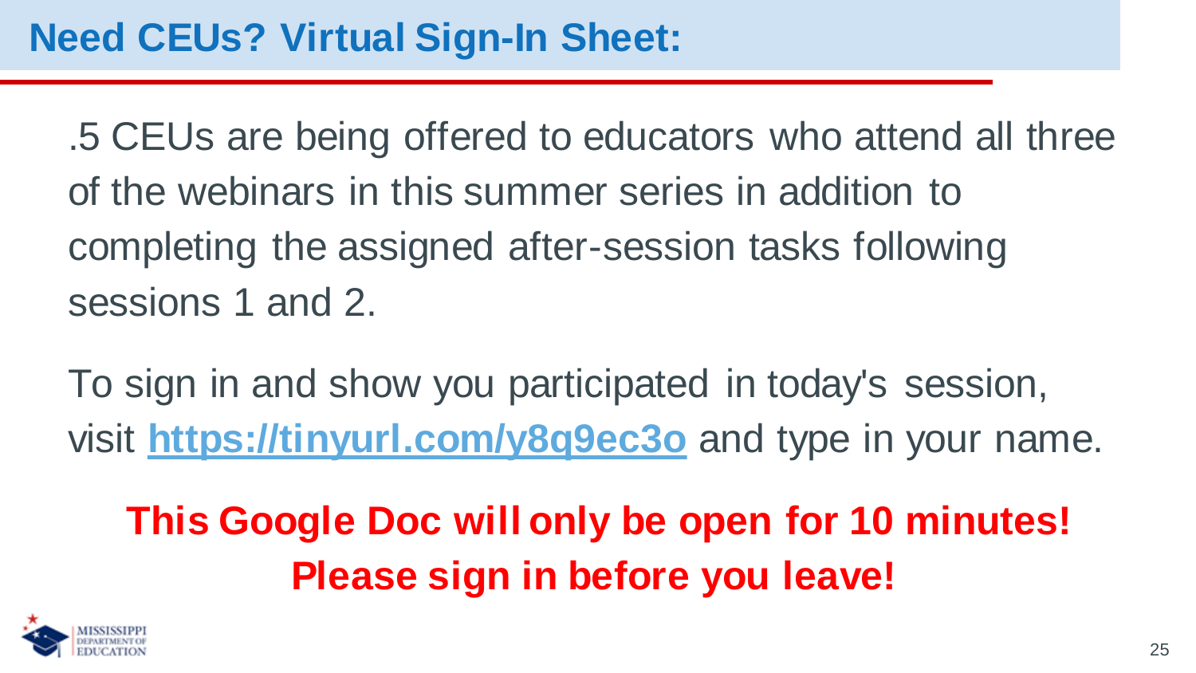## Need CEUs? Virtual Sign-In Sheet:

.5 CEUs are being offered to educators who attend all three of the webinars in this summer series in addition to completing the assigned after-session tasks following sessions 1 and 2.

To sign in and show you participated in today's session, visit **https://tinyurl.com/y8q9ec3o** and type in your name.

**This Google Doc will only be open for 10 minutes! Please sign in before you leave!**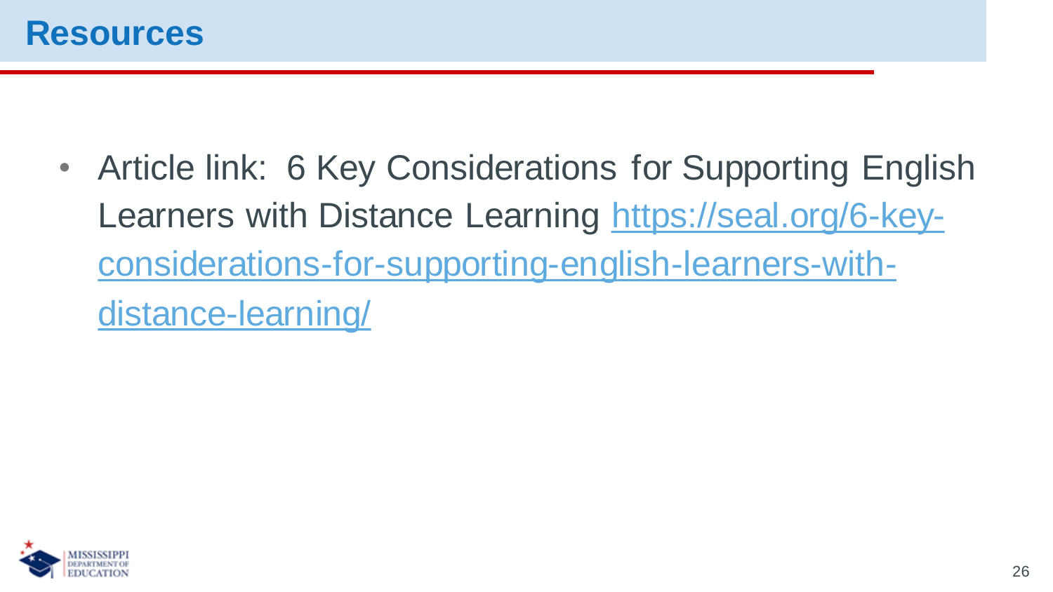# Resources

- Article link: 6 Key Considerations for Supporting English Learners with Distance Learning https://seal.org/6-key-considerations-for-supporting-english-learners-with-distance-learning/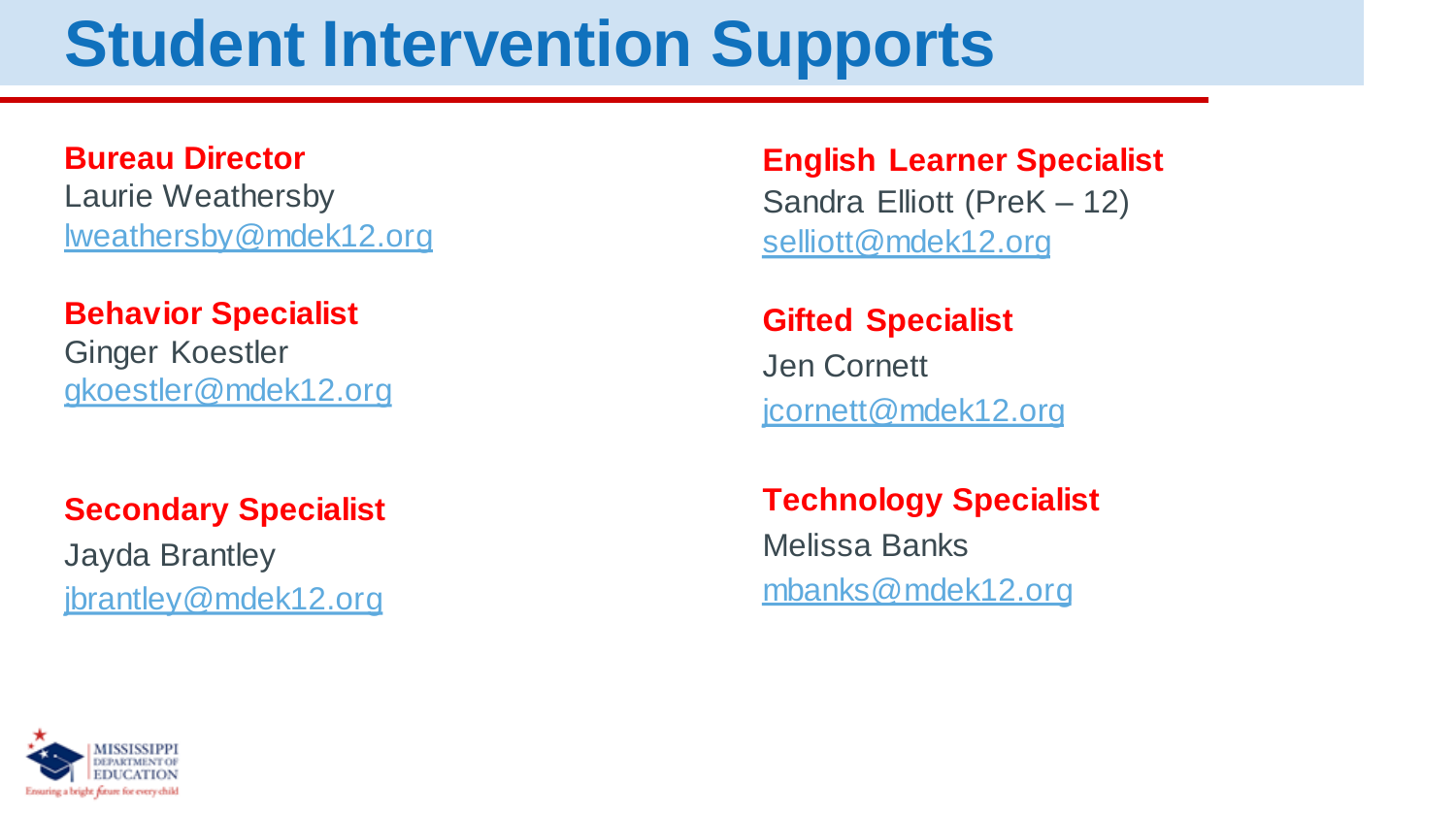# Student Intervention Supports

**Bureau Director**
Laurie Weathersby
lweathersby@mdek12.org

**Behavior Specialist**
Ginger Koestler
gkoestler@mdek12.org

**Secondary Specialist**
Jayda Brantley
jbrantley@mdek12.org

**English Learner Specialist**
Sandra Elliott (PreK – 12)
selliott@mdek12.org

**Gifted Specialist**
Jen Cornett
jcornett@mdek12.org

**Technology Specialist**
Melissa Banks
mbanks@mdek12.org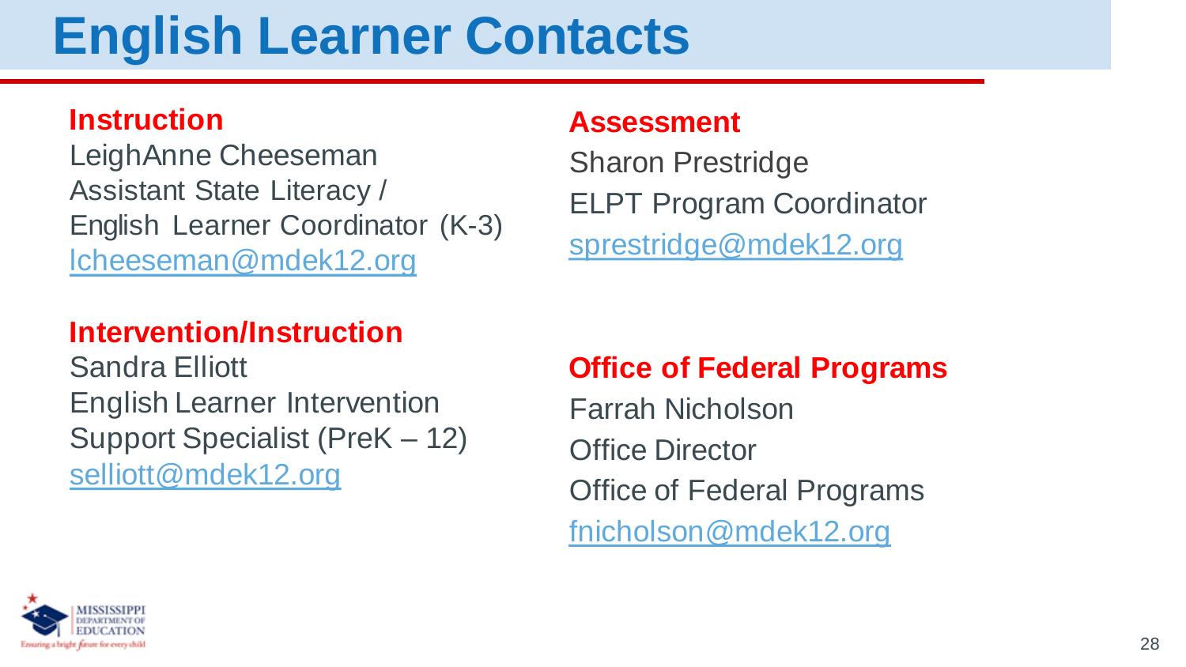# English Learner Contacts

### Instruction

LeighAnne Cheeseman
Assistant State Literacy /
English Learner Coordinator (K-3)
lcheeseman@mdek12.org

### Intervention/Instruction

Sandra Elliott
English Learner Intervention
Support Specialist (PreK – 12)
selliott@mdek12.org

### Assessment

Sharon Prestridge
ELPT Program Coordinator
sprestridge@mdek12.org

### Office of Federal Programs

Farrah Nicholson
Office Director
Office of Federal Programs
fnicholson@mdek12.org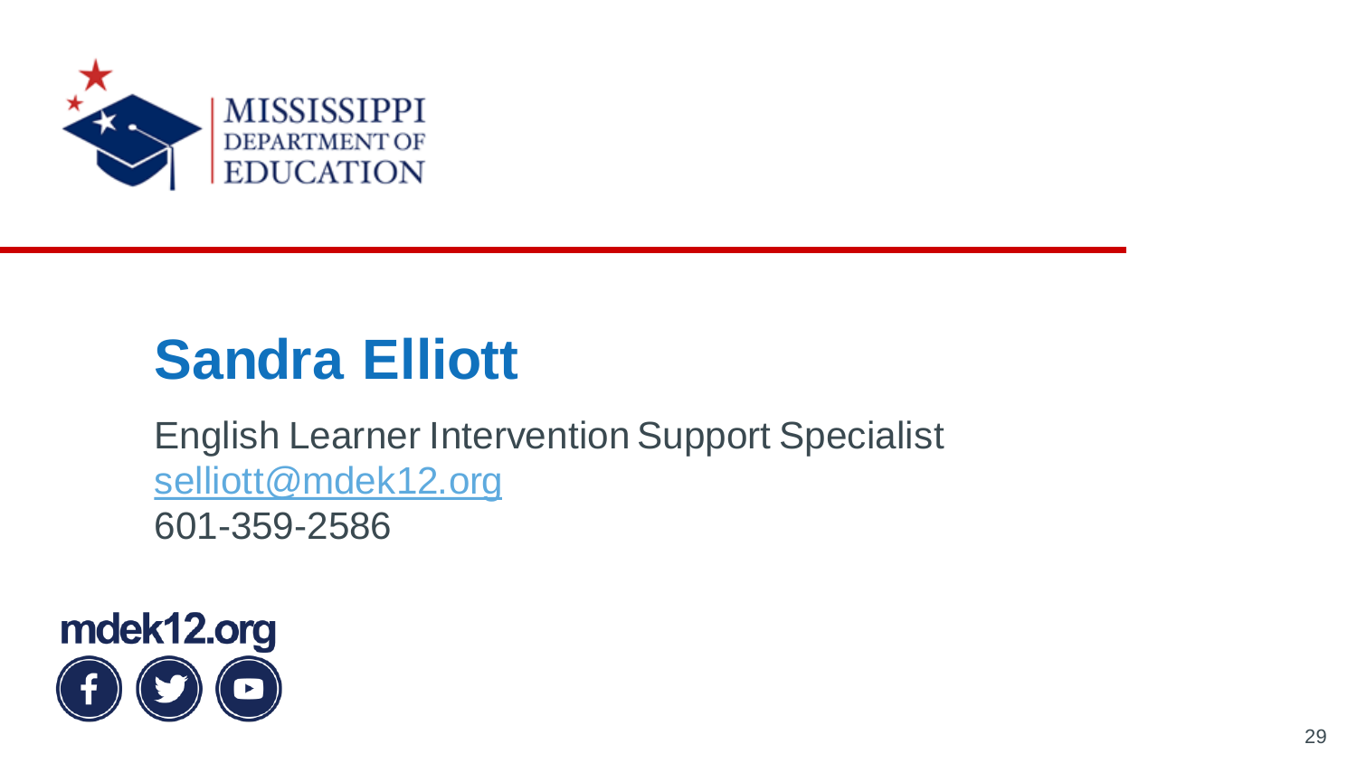MISSISSIPPI DEPARTMENT OF EDUCATION

# Sandra Elliott

English Learner Intervention Support Specialist
selliott@mdek12.org
601-359-2586

mdek12.org